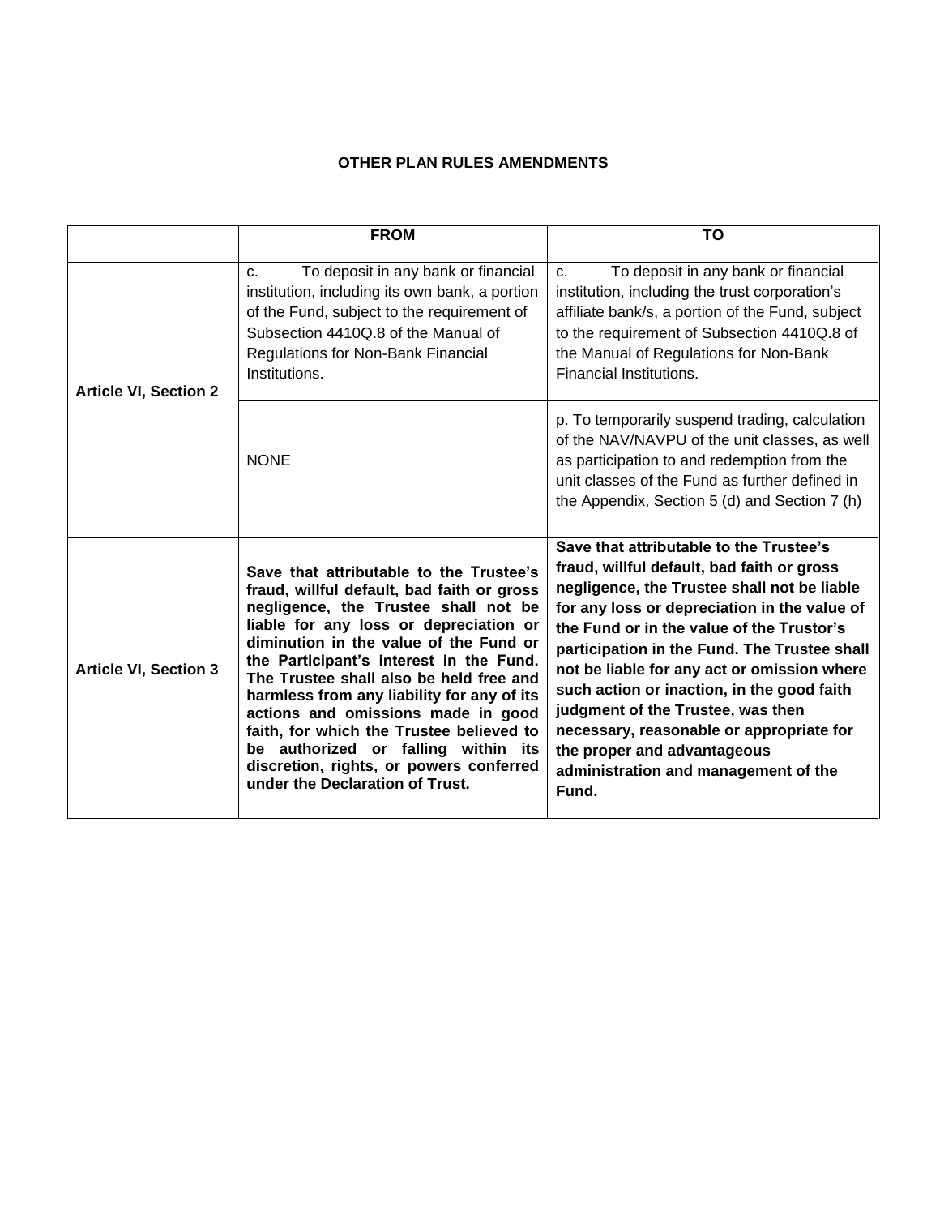**OTHER PLAN RULES AMENDMENTS**

| | FROM | TO |
|---|---|---|
| **Article VI, Section 2** | c. To deposit in any bank or financial institution, including its own bank, a portion of the Fund, subject to the requirement of Subsection 4410Q.8 of the Manual of Regulations for Non-Bank Financial Institutions. | c. To deposit in any bank or financial institution, including the trust corporation's affiliate bank/s, a portion of the Fund, subject to the requirement of Subsection 4410Q.8 of the Manual of Regulations for Non-Bank Financial Institutions. |
| | NONE | p. To temporarily suspend trading, calculation of the NAV/NAVPU of the unit classes, as well as participation to and redemption from the unit classes of the Fund as further defined in the Appendix, Section 5 (d) and Section 7 (h) |
| **Article VI, Section 3** | **Save that attributable to the Trustee's fraud, willful default, bad faith or gross negligence, the Trustee shall not be liable for any loss or depreciation or diminution in the value of the Fund or the Participant's interest in the Fund. The Trustee shall also be held free and harmless from any liability for any of its actions and omissions made in good faith, for which the Trustee believed to be authorized or falling within its discretion, rights, or powers conferred under the Declaration of Trust.** | **Save that attributable to the Trustee's fraud, willful default, bad faith or gross negligence, the Trustee shall not be liable for any loss or depreciation in the value of the Fund or in the value of the Trustor's participation in the Fund. The Trustee shall not be liable for any act or omission where such action or inaction, in the good faith judgment of the Trustee, was then necessary, reasonable or appropriate for the proper and advantageous administration and management of the Fund.** |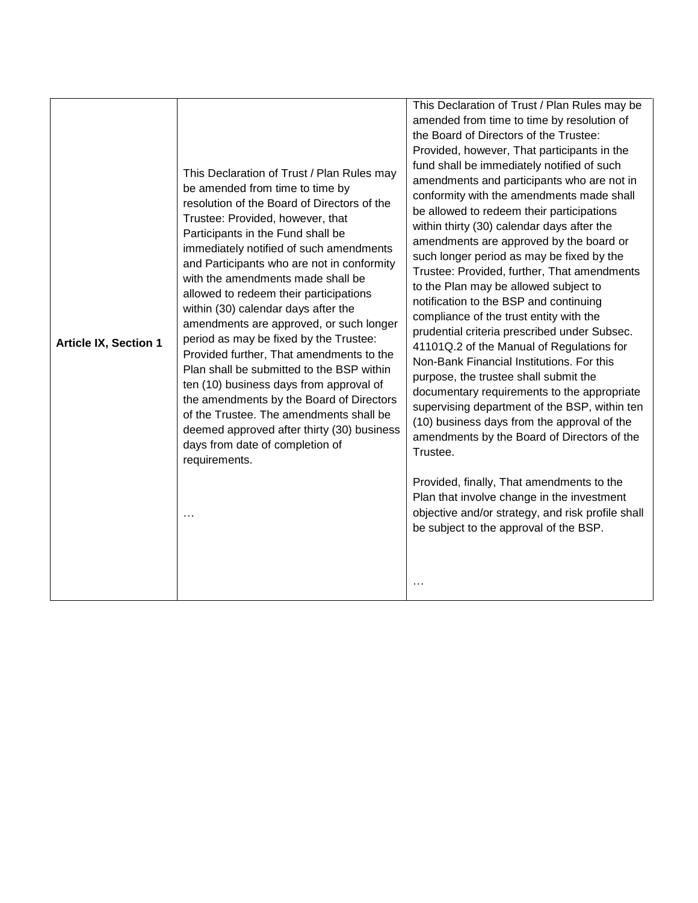| | | |
|---|---|---|
| **Article IX, Section 1** | This Declaration of Trust / Plan Rules may be amended from time to time by resolution of the Board of Directors of the Trustee: Provided, however, that Participants in the Fund shall be immediately notified of such amendments and Participants who are not in conformity with the amendments made shall be allowed to redeem their participations within (30) calendar days after the amendments are approved, or such longer period as may be fixed by the Trustee: Provided further, That amendments to the Plan shall be submitted to the BSP within ten (10) business days from approval of the amendments by the Board of Directors of the Trustee. The amendments shall be deemed approved after thirty (30) business days from date of completion of requirements.<br><br>… | This Declaration of Trust / Plan Rules may be amended from time to time by resolution of the Board of Directors of the Trustee: Provided, however, That participants in the fund shall be immediately notified of such amendments and participants who are not in conformity with the amendments made shall be allowed to redeem their participations within thirty (30) calendar days after the amendments are approved by the board or such longer period as may be fixed by the Trustee: Provided, further, That amendments to the Plan may be allowed subject to notification to the BSP and continuing compliance of the trust entity with the prudential criteria prescribed under Subsec. 41101Q.2 of the Manual of Regulations for Non-Bank Financial Institutions. For this purpose, the trustee shall submit the documentary requirements to the appropriate supervising department of the BSP, within ten (10) business days from the approval of the amendments by the Board of Directors of the Trustee.<br><br>Provided, finally, That amendments to the Plan that involve change in the investment objective and/or strategy, and risk profile shall be subject to the approval of the BSP.<br><br>… |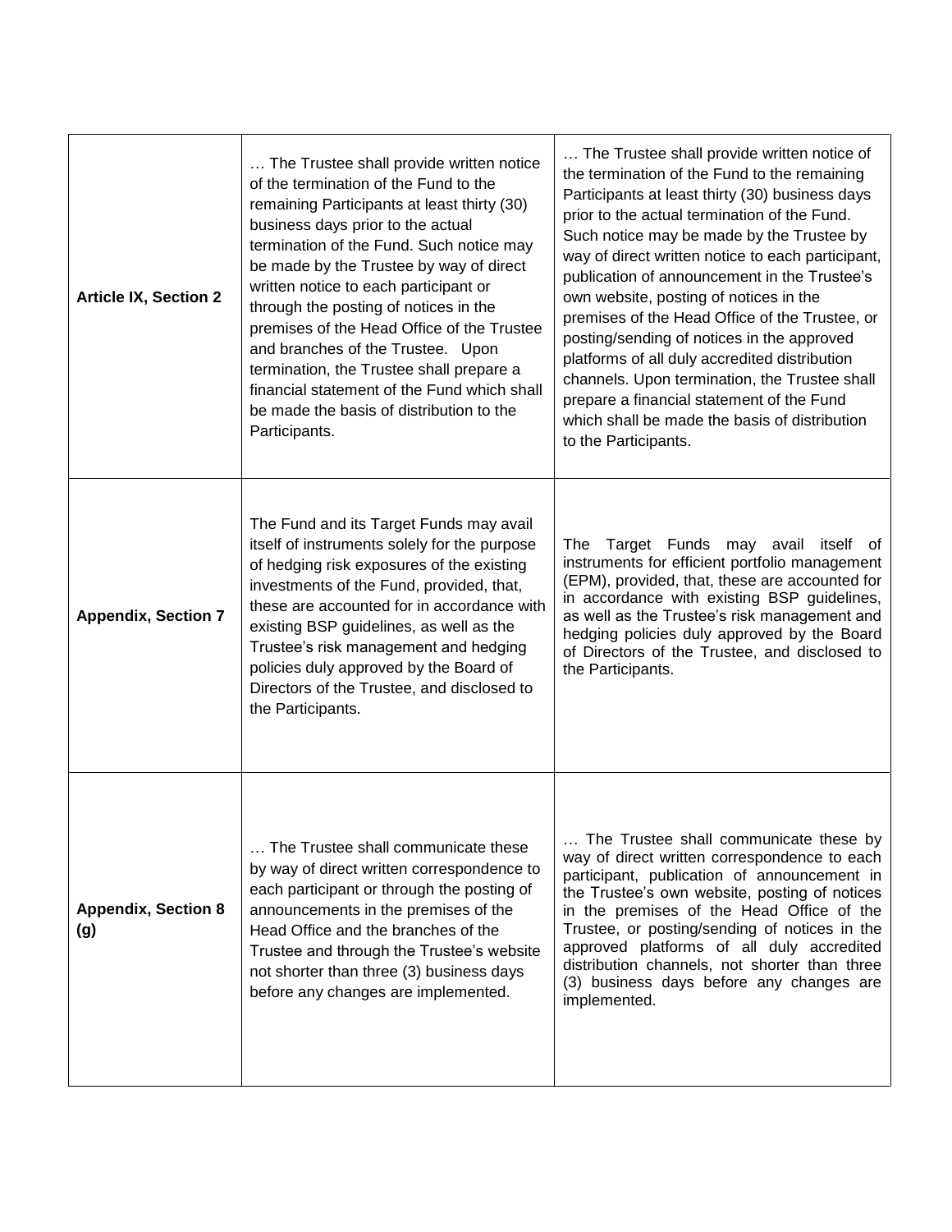| | | |
|---|---|---|
| **Article IX, Section 2** | … The Trustee shall provide written notice of the termination of the Fund to the remaining Participants at least thirty (30) business days prior to the actual termination of the Fund. Such notice may be made by the Trustee by way of direct written notice to each participant or through the posting of notices in the premises of the Head Office of the Trustee and branches of the Trustee. Upon termination, the Trustee shall prepare a financial statement of the Fund which shall be made the basis of distribution to the Participants. | … The Trustee shall provide written notice of the termination of the Fund to the remaining Participants at least thirty (30) business days prior to the actual termination of the Fund. Such notice may be made by the Trustee by way of direct written notice to each participant, publication of announcement in the Trustee's own website, posting of notices in the premises of the Head Office of the Trustee, or posting/sending of notices in the approved platforms of all duly accredited distribution channels. Upon termination, the Trustee shall prepare a financial statement of the Fund which shall be made the basis of distribution to the Participants. |
| **Appendix, Section 7** | The Fund and its Target Funds may avail itself of instruments solely for the purpose of hedging risk exposures of the existing investments of the Fund, provided, that, these are accounted for in accordance with existing BSP guidelines, as well as the Trustee's risk management and hedging policies duly approved by the Board of Directors of the Trustee, and disclosed to the Participants. | The Target Funds may avail itself of instruments for efficient portfolio management (EPM), provided, that, these are accounted for in accordance with existing BSP guidelines, as well as the Trustee's risk management and hedging policies duly approved by the Board of Directors of the Trustee, and disclosed to the Participants. |
| **Appendix, Section 8 (g)** | … The Trustee shall communicate these by way of direct written correspondence to each participant or through the posting of announcements in the premises of the Head Office and the branches of the Trustee and through the Trustee's website not shorter than three (3) business days before any changes are implemented. | … The Trustee shall communicate these by way of direct written correspondence to each participant, publication of announcement in the Trustee's own website, posting of notices in the premises of the Head Office of the Trustee, or posting/sending of notices in the approved platforms of all duly accredited distribution channels, not shorter than three (3) business days before any changes are implemented. |